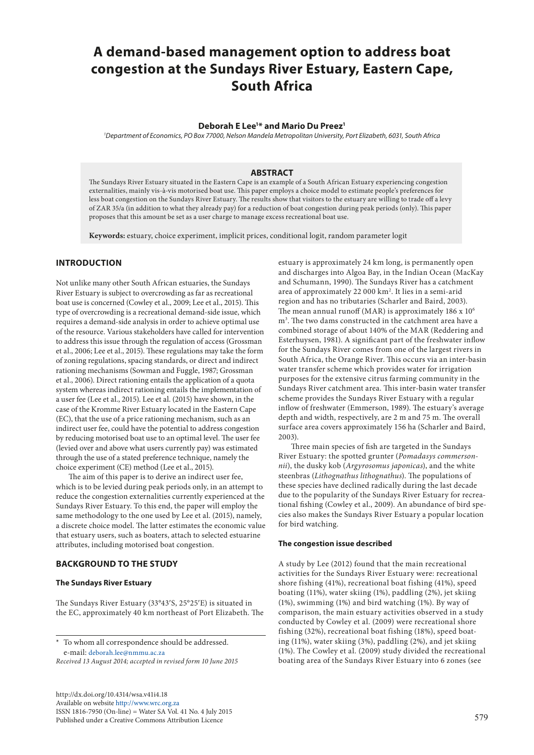# A demand-based management option to address boat congestion at the Sundays River Estuary, Eastern Cape, South Africa

**Deborah E Lee[1]* and Mario Du Preez[1]**

[1]*Department of Economics, PO Box 77000, Nelson Mandela Metropolitan University, Port Elizabeth, 6031, South Africa*

## ABSTRACT

The Sundays River Estuary situated in the Eastern Cape is an example of a South African Estuary experiencing congestion externalities, mainly vis-à-vis motorised boat use. This paper employs a choice model to estimate people's preferences for less boat congestion on the Sundays River Estuary. The results show that visitors to the estuary are willing to trade off a levy of ZAR 35/a (in addition to what they already pay) for a reduction of boat congestion during peak periods (only). This paper proposes that this amount be set as a user charge to manage excess recreational boat use.

**Keywords:** estuary, choice experiment, implicit prices, conditional logit, random parameter logit

## INTRODUCTION

Not unlike many other South African estuaries, the Sundays River Estuary is subject to overcrowding as far as recreational boat use is concerned (Cowley et al., 2009; Lee et al., 2015). This type of overcrowding is a recreational demand-side issue, which requires a demand-side analysis in order to achieve optimal use of the resource. Various stakeholders have called for intervention to address this issue through the regulation of access (Grossman et al., 2006; Lee et al., 2015). These regulations may take the form of zoning regulations, spacing standards, or direct and indirect rationing mechanisms (Sowman and Fuggle, 1987; Grossman et al., 2006). Direct rationing entails the application of a quota system whereas indirect rationing entails the implementation of a user fee (Lee et al., 2015). Lee et al. (2015) have shown, in the case of the Kromme River Estuary located in the Eastern Cape (EC), that the use of a price rationing mechanism, such as an indirect user fee, could have the potential to address congestion by reducing motorised boat use to an optimal level. The user fee (levied over and above what users currently pay) was estimated through the use of a stated preference technique, namely the choice experiment (CE) method (Lee et al., 2015).

The aim of this paper is to derive an indirect user fee, which is to be levied during peak periods only, in an attempt to reduce the congestion externalities currently experienced at the Sundays River Estuary. To this end, the paper will employ the same methodology to the one used by Lee et al. (2015), namely, a discrete choice model. The latter estimates the economic value that estuary users, such as boaters, attach to selected estuarine attributes, including motorised boat congestion.

## BACKGROUND TO THE STUDY

### The Sundays River Estuary

The Sundays River Estuary (33°43′S, 25°25′E) is situated in the EC, approximately 40 km northeast of Port Elizabeth. The estuary is approximately 24 km long, is permanently open and discharges into Algoa Bay, in the Indian Ocean (MacKay and Schumann, 1990). The Sundays River has a catchment area of approximately 22 000 km$^2$. It lies in a semi-arid region and has no tributaries (Scharler and Baird, 2003). The mean annual runoff (MAR) is approximately 186 x $10^6$ m$^3$. The two dams constructed in the catchment area have a combined storage of about 140% of the MAR (Reddering and Esterhuysen, 1981). A significant part of the freshwater inflow for the Sundays River comes from one of the largest rivers in South Africa, the Orange River. This occurs via an inter-basin water transfer scheme which provides water for irrigation purposes for the extensive citrus farming community in the Sundays River catchment area. This inter-basin water transfer scheme provides the Sundays River Estuary with a regular inflow of freshwater (Emmerson, 1989). The estuary's average depth and width, respectively, are 2 m and 75 m. The overall surface area covers approximately 156 ha (Scharler and Baird, 2003).

Three main species of fish are targeted in the Sundays River Estuary: the spotted grunter (*Pomadasys commersonnii*), the dusky kob (*Argyrosomus japonicas*), and the white steenbras (*Lithognathus lithognathus*). The populations of these species have declined radically during the last decade due to the popularity of the Sundays River Estuary for recreational fishing (Cowley et al., 2009). An abundance of bird species also makes the Sundays River Estuary a popular location for bird watching.

### The congestion issue described

A study by Lee (2012) found that the main recreational activities for the Sundays River Estuary were: recreational shore fishing (41%), recreational boat fishing (41%), speed boating (11%), water skiing (1%), paddling (2%), jet skiing (1%), swimming (1%) and bird watching (1%). By way of comparison, the main estuary activities observed in a study conducted by Cowley et al. (2009) were recreational shore fishing (32%), recreational boat fishing (18%), speed boating (11%), water skiing (3%), paddling (2%), and jet skiing (1%). The Cowley et al. (2009) study divided the recreational boating area of the Sundays River Estuary into 6 zones (see

---

\* To whom all correspondence should be addressed.
e-mail: deborah.lee@nmmu.ac.za

*Received 13 August 2014; accepted in revised form 10 June 2015*

http://dx.doi.org/10.4314/wsa.v41i4.18
Available on website http://www.wrc.org.za
ISSN 1816-7950 (On-line) = Water SA Vol. 41 No. 4 July 2015
Published under a Creative Commons Attribution Licence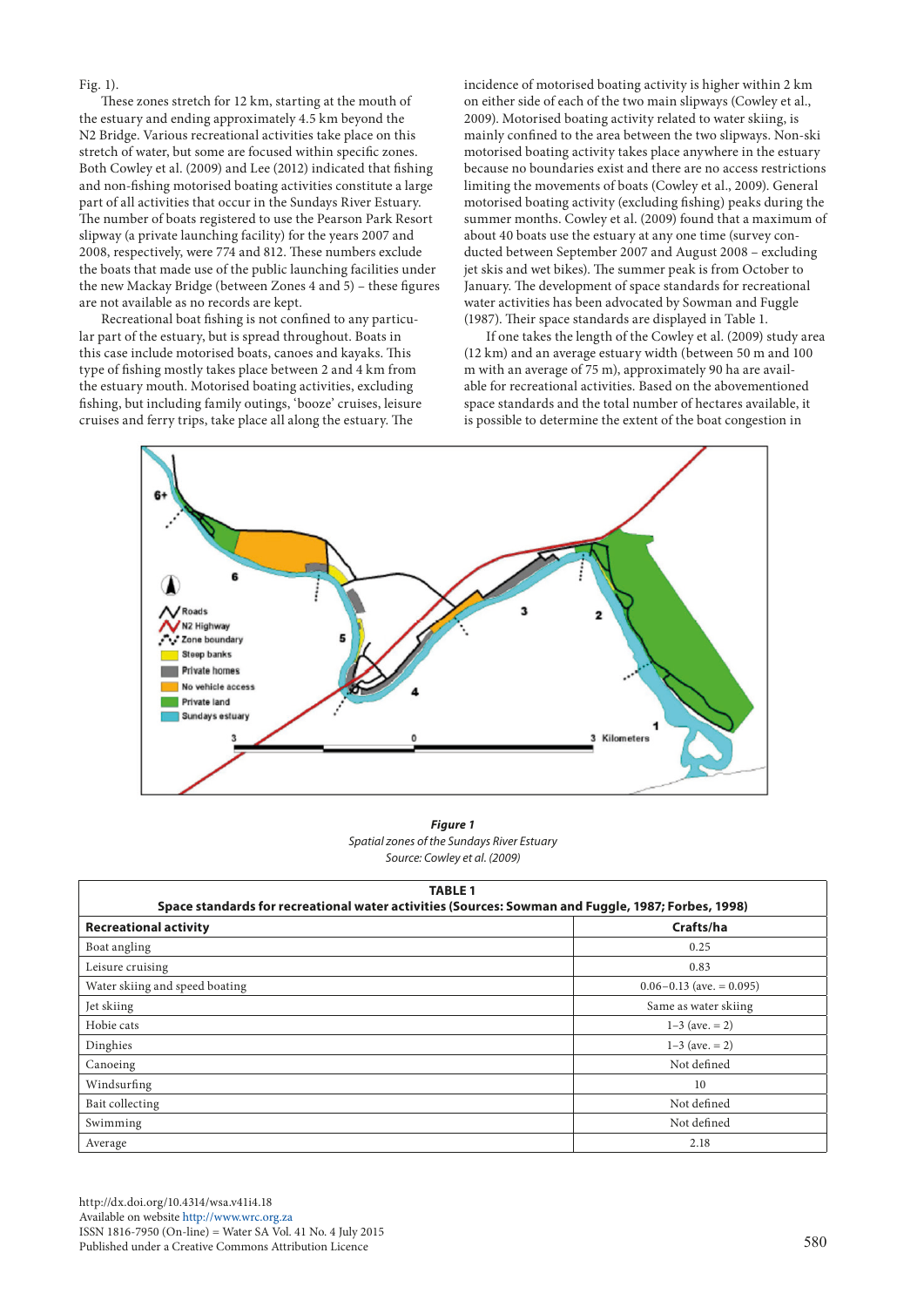Fig. 1).

These zones stretch for 12 km, starting at the mouth of the estuary and ending approximately 4.5 km beyond the N2 Bridge. Various recreational activities take place on this stretch of water, but some are focused within specific zones. Both Cowley et al. (2009) and Lee (2012) indicated that fishing and non-fishing motorised boating activities constitute a large part of all activities that occur in the Sundays River Estuary. The number of boats registered to use the Pearson Park Resort slipway (a private launching facility) for the years 2007 and 2008, respectively, were 774 and 812. These numbers exclude the boats that made use of the public launching facilities under the new Mackay Bridge (between Zones 4 and 5) – these figures are not available as no records are kept.

Recreational boat fishing is not confined to any particular part of the estuary, but is spread throughout. Boats in this case include motorised boats, canoes and kayaks. This type of fishing mostly takes place between 2 and 4 km from the estuary mouth. Motorised boating activities, excluding fishing, but including family outings, 'booze' cruises, leisure cruises and ferry trips, take place all along the estuary. The incidence of motorised boating activity is higher within 2 km on either side of each of the two main slipways (Cowley et al., 2009). Motorised boating activity related to water skiing, is mainly confined to the area between the two slipways. Non-ski motorised boating activity takes place anywhere in the estuary because no boundaries exist and there are no access restrictions limiting the movements of boats (Cowley et al., 2009). General motorised boating activity (excluding fishing) peaks during the summer months. Cowley et al. (2009) found that a maximum of about 40 boats use the estuary at any one time (survey conducted between September 2007 and August 2008 – excluding jet skis and wet bikes). The summer peak is from October to January. The development of space standards for recreational water activities has been advocated by Sowman and Fuggle (1987). Their space standards are displayed in Table 1.

If one takes the length of the Cowley et al. (2009) study area (12 km) and an average estuary width (between 50 m and 100 m with an average of 75 m), approximately 90 ha are available for recreational activities. Based on the abovementioned space standards and the total number of hectares available, it is possible to determine the extent of the boat congestion in

***Figure 1***
*Spatial zones of the Sundays River Estuary*
*Source: Cowley et al. (2009)*

**TABLE 1**
**Space standards for recreational water activities (Sources: Sowman and Fuggle, 1987; Forbes, 1998)**

| Recreational activity | Crafts/ha |
|---|---|
| Boat angling | 0.25 |
| Leisure cruising | 0.83 |
| Water skiing and speed boating | 0.06–0.13 (ave. = 0.095) |
| Jet skiing | Same as water skiing |
| Hobie cats | 1–3 (ave. = 2) |
| Dinghies | 1–3 (ave. = 2) |
| Canoeing | Not defined |
| Windsurfing | 10 |
| Bait collecting | Not defined |
| Swimming | Not defined |
| Average | 2.18 |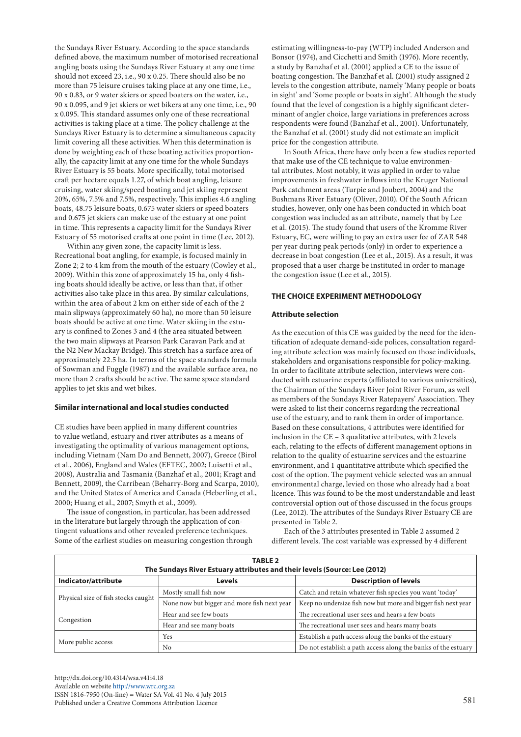the Sundays River Estuary. According to the space standards defined above, the maximum number of motorised recreational angling boats using the Sundays River Estuary at any one time should not exceed 23, i.e., 90 x 0.25. There should also be no more than 75 leisure cruises taking place at any one time, i.e., 90 x 0.83, or 9 water skiers or speed boaters on the water, i.e., 90 x 0.095, and 9 jet skiers or wet bikers at any one time, i.e., 90 x 0.095. This standard assumes only one of these recreational activities is taking place at a time. The policy challenge at the Sundays River Estuary is to determine a simultaneous capacity limit covering all these activities. When this determination is done by weighting each of these boating activities proportionally, the capacity limit at any one time for the whole Sundays River Estuary is 55 boats. More specifically, total motorised craft per hectare equals 1.27, of which boat angling, leisure cruising, water skiing/speed boating and jet skiing represent 20%, 65%, 7.5% and 7.5%, respectively. This implies 4.6 angling boats, 48.75 leisure boats, 0.675 water skiers or speed boaters and 0.675 jet skiers can make use of the estuary at one point in time. This represents a capacity limit for the Sundays River Estuary of 55 motorised crafts at one point in time (Lee, 2012).

Within any given zone, the capacity limit is less. Recreational boat angling, for example, is focused mainly in Zone 2; 2 to 4 km from the mouth of the estuary (Cowley et al., 2009). Within this zone of approximately 15 ha, only 4 fishing boats should ideally be active, or less than that, if other activities also take place in this area. By similar calculations, within the area of about 2 km on either side of each of the 2 main slipways (approximately 60 ha), no more than 50 leisure boats should be active at one time. Water skiing in the estuary is confined to Zones 3 and 4 (the area situated between the two main slipways at Pearson Park Caravan Park and at the N2 New Mackay Bridge). This stretch has a surface area of approximately 22.5 ha. In terms of the space standards formula of Sowman and Fuggle (1987) and the available surface area, no more than 2 crafts should be active. The same space standard applies to jet skis and wet bikes.

### Similar international and local studies conducted

CE studies have been applied in many different countries to value wetland, estuary and river attributes as a means of investigating the optimality of various management options, including Vietnam (Nam Do and Bennett, 2007), Greece (Birol et al., 2006), England and Wales (EFTEC, 2002; Luisetti et al., 2008), Australia and Tasmania (Banzhaf et al., 2001; Kragt and Bennett, 2009), the Carribean (Beharry-Borg and Scarpa, 2010), and the United States of America and Canada (Heberling et al., 2000; Huang et al., 2007; Smyth et al., 2009).

The issue of congestion, in particular, has been addressed in the literature but largely through the application of contingent valuations and other revealed preference techniques. Some of the earliest studies on measuring congestion through estimating willingness-to-pay (WTP) included Anderson and Bonsor (1974), and Cicchetti and Smith (1976). More recently, a study by Banzhaf et al. (2001) applied a CE to the issue of boating congestion. The Banzhaf et al. (2001) study assigned 2 levels to the congestion attribute, namely 'Many people or boats in sight' and 'Some people or boats in sight'. Although the study found that the level of congestion is a highly significant determinant of angler choice, large variations in preferences across respondents were found (Banzhaf et al., 2001). Unfortunately, the Banzhaf et al. (2001) study did not estimate an implicit price for the congestion attribute.

In South Africa, there have only been a few studies reported that make use of the CE technique to value environmental attributes. Most notably, it was applied in order to value improvements in freshwater inflows into the Kruger National Park catchment areas (Turpie and Joubert, 2004) and the Bushmans River Estuary (Oliver, 2010). Of the South African studies, however, only one has been conducted in which boat congestion was included as an attribute, namely that by Lee et al. (2015). The study found that users of the Kromme River Estuary, EC, were willing to pay an extra user fee of ZAR 548 per year during peak periods (only) in order to experience a decrease in boat congestion (Lee et al., 2015). As a result, it was proposed that a user charge be instituted in order to manage the congestion issue (Lee et al., 2015).

## THE CHOICE EXPERIMENT METHODOLOGY

### Attribute selection

As the execution of this CE was guided by the need for the identification of adequate demand-side polices, consultation regarding attribute selection was mainly focused on those individuals, stakeholders and organisations responsible for policy-making. In order to facilitate attribute selection, interviews were conducted with estuarine experts (affiliated to various universities), the Chairman of the Sundays River Joint River Forum, as well as members of the Sundays River Ratepayers' Association. They were asked to list their concerns regarding the recreational use of the estuary, and to rank them in order of importance. Based on these consultations, 4 attributes were identified for inclusion in the CE – 3 qualitative attributes, with 2 levels each, relating to the effects of different management options in relation to the quality of estuarine services and the estuarine environment, and 1 quantitative attribute which specified the cost of the option. The payment vehicle selected was an annual environmental charge, levied on those who already had a boat licence. This was found to be the most understandable and least controversial option out of those discussed in the focus groups (Lee, 2012). The attributes of the Sundays River Estuary CE are presented in Table 2.

Each of the 3 attributes presented in Table 2 assumed 2 different levels. The cost variable was expressed by 4 different

**TABLE 2**
**The Sundays River Estuary attributes and their levels (Source: Lee (2012)**

| Indicator/attribute | Levels | Description of levels |
|---|---|---|
| Physical size of fish stocks caught | Mostly small fish now | Catch and retain whatever fish species you want 'today' |
| | None now but bigger and more fish next year | Keep no undersize fish now but more and bigger fish next year |
| Congestion | Hear and see few boats | The recreational user sees and hears a few boats |
| | Hear and see many boats | The recreational user sees and hears many boats |
| More public access | Yes | Establish a path access along the banks of the estuary |
| | No | Do not establish a path access along the banks of the estuary |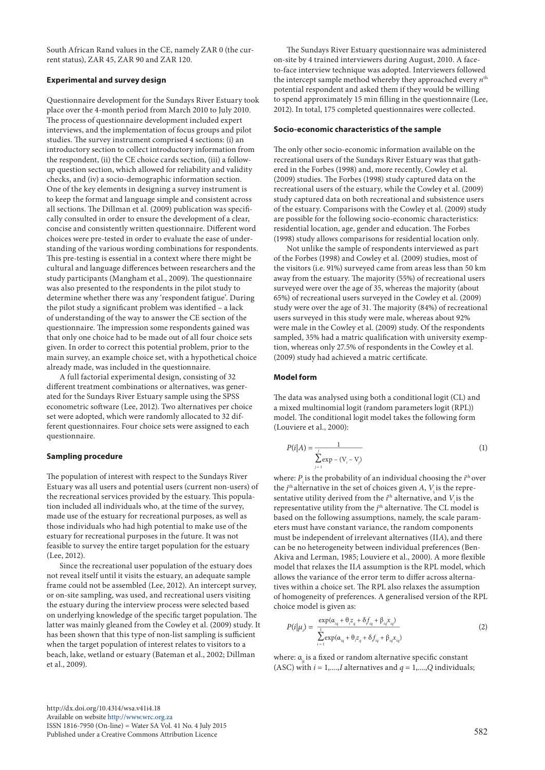South African Rand values in the CE, namely ZAR 0 (the current status), ZAR 45, ZAR 90 and ZAR 120.

### Experimental and survey design

Questionnaire development for the Sundays River Estuary took place over the 4-month period from March 2010 to July 2010. The process of questionnaire development included expert interviews, and the implementation of focus groups and pilot studies. The survey instrument comprised 4 sections: (i) an introductory section to collect introductory information from the respondent, (ii) the CE choice cards section, (iii) a follow-up question section, which allowed for reliability and validity checks, and (iv) a socio-demographic information section. One of the key elements in designing a survey instrument is to keep the format and language simple and consistent across all sections. The Dillman et al. (2009) publication was specifically consulted in order to ensure the development of a clear, concise and consistently written questionnaire. Different word choices were pre-tested in order to evaluate the ease of understanding of the various wording combinations for respondents. This pre-testing is essential in a context where there might be cultural and language differences between researchers and the study participants (Mangham et al., 2009). The questionnaire was also presented to the respondents in the pilot study to determine whether there was any 'respondent fatigue'. During the pilot study a significant problem was identified – a lack of understanding of the way to answer the CE section of the questionnaire. The impression some respondents gained was that only one choice had to be made out of all four choice sets given. In order to correct this potential problem, prior to the main survey, an example choice set, with a hypothetical choice already made, was included in the questionnaire.

A full factorial experimental design, consisting of 32 different treatment combinations or alternatives, was generated for the Sundays River Estuary sample using the SPSS econometric software (Lee, 2012). Two alternatives per choice set were adopted, which were randomly allocated to 32 different questionnaires. Four choice sets were assigned to each questionnaire.

### Sampling procedure

The population of interest with respect to the Sundays River Estuary was all users and potential users (current non-users) of the recreational services provided by the estuary. This population included all individuals who, at the time of the survey, made use of the estuary for recreational purposes, as well as those individuals who had high potential to make use of the estuary for recreational purposes in the future. It was not feasible to survey the entire target population for the estuary (Lee, 2012).

Since the recreational user population of the estuary does not reveal itself until it visits the estuary, an adequate sample frame could not be assembled (Lee, 2012). An intercept survey, or on-site sampling, was used, and recreational users visiting the estuary during the interview process were selected based on underlying knowledge of the specific target population. The latter was mainly gleaned from the Cowley et al. (2009) study. It has been shown that this type of non-list sampling is sufficient when the target population of interest relates to visitors to a beach, lake, wetland or estuary (Bateman et al., 2002; Dillman et al., 2009).

The Sundays River Estuary questionnaire was administered on-site by 4 trained interviewers during August, 2010. A face-to-face interview technique was adopted. Interviewers followed the intercept sample method whereby they approached every $n^{th}$ potential respondent and asked them if they would be willing to spend approximately 15 min filling in the questionnaire (Lee, 2012). In total, 175 completed questionnaires were collected.

### Socio-economic characteristics of the sample

The only other socio-economic information available on the recreational users of the Sundays River Estuary was that gathered in the Forbes (1998) and, more recently, Cowley et al. (2009) studies. The Forbes (1998) study captured data on the recreational users of the estuary, while the Cowley et al. (2009) study captured data on both recreational and subsistence users of the estuary. Comparisons with the Cowley et al. (2009) study are possible for the following socio-economic characteristics: residential location, age, gender and education. The Forbes (1998) study allows comparisons for residential location only.

Not unlike the sample of respondents interviewed as part of the Forbes (1998) and Cowley et al. (2009) studies, most of the visitors (i.e. 91%) surveyed came from areas less than 50 km away from the estuary. The majority (55%) of recreational users surveyed were over the age of 35, whereas the majority (about 65%) of recreational users surveyed in the Cowley et al. (2009) study were over the age of 31. The majority (84%) of recreational users surveyed in this study were male, whereas about 92% were male in the Cowley et al. (2009) study. Of the respondents sampled, 35% had a matric qualification with university exemption, whereas only 27.5% of respondents in the Cowley et al. (2009) study had achieved a matric certificate.

### Model form

The data was analysed using both a conditional logit (CL) and a mixed multinomial logit (random parameters logit (RPL)) model. The conditional logit model takes the following form (Louviere et al., 2000):

$$P(i|A) = \frac{1}{\sum_{j=1}^{j} \exp - (V_i - V_j)} \tag{1}$$

where: $P_i$ is the probability of an individual choosing the $i^{th}$ over the $j^{th}$ alternative in the set of choices given $A$, $V_i$ is the representative utility derived from the $i^{th}$ alternative, and $V_j$ is the representative utility from the $j^{th}$ alternative. The CL model is based on the following assumptions, namely, the scale parameters must have constant variance, the random components must be independent of irrelevant alternatives (II*A*), and there can be no heterogeneity between individual preferences (Ben-Akiva and Lerman, 1985; Louviere et al., 2000). A more flexible model that relaxes the II*A* assumption is the RPL model, which allows the variance of the error term to differ across alternatives within a choice set. The RPL also relaxes the assumption of homogeneity of preferences. A generalised version of the RPL choice model is given as:

$$P(i|\mu_i) = \frac{\exp(\alpha_{iq} + \theta_i z_q + \delta f_{iq} + \beta_{iq} x_{iq})}{\sum_{i=1}^{I} \exp(\alpha_{iq} + \theta_i z_q + \delta f_{iq} + \beta_{iq} x_{iq})} \tag{2}$$

where: $\alpha_{ji}$ is a fixed or random alternative specific constant (ASC) with $i = 1,....,I$ alternatives and $q = 1,....,Q$ individuals;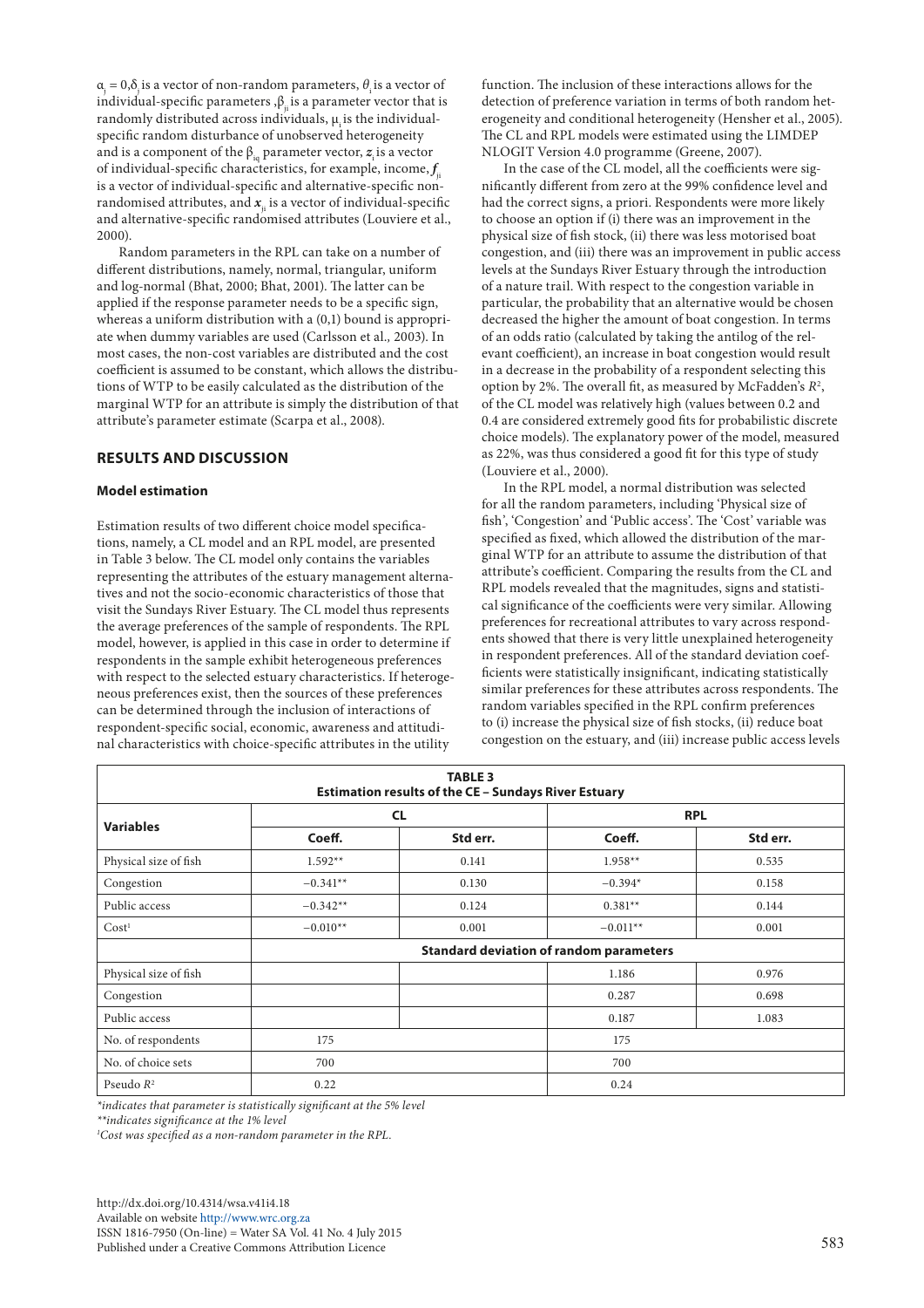$\alpha_j = 0, \delta_j$ is a vector of non-random parameters, $\theta_i$ is a vector of individual-specific parameters , $\beta_{ji}$ is a parameter vector that is randomly distributed across individuals, $\mu_i$ is the individual-specific random disturbance of unobserved heterogeneity and is a component of the $\beta_{iq}$ parameter vector, $z_i$ is a vector of individual-specific characteristics, for example, income, $f_{ji}$ is a vector of individual-specific and alternative-specific non-randomised attributes, and $x_{ji}$ is a vector of individual-specific and alternative-specific randomised attributes (Louviere et al., 2000).

Random parameters in the RPL can take on a number of different distributions, namely, normal, triangular, uniform and log-normal (Bhat, 2000; Bhat, 2001). The latter can be applied if the response parameter needs to be a specific sign, whereas a uniform distribution with a (0,1) bound is appropriate when dummy variables are used (Carlsson et al., 2003). In most cases, the non-cost variables are distributed and the cost coefficient is assumed to be constant, which allows the distributions of WTP to be easily calculated as the distribution of the marginal WTP for an attribute is simply the distribution of that attribute's parameter estimate (Scarpa et al., 2008).

## RESULTS AND DISCUSSION

### Model estimation

Estimation results of two different choice model specifications, namely, a CL model and an RPL model, are presented in Table 3 below. The CL model only contains the variables representing the attributes of the estuary management alternatives and not the socio-economic characteristics of those that visit the Sundays River Estuary. The CL model thus represents the average preferences of the sample of respondents. The RPL model, however, is applied in this case in order to determine if respondents in the sample exhibit heterogeneous preferences with respect to the selected estuary characteristics. If heterogeneous preferences exist, then the sources of these preferences can be determined through the inclusion of interactions of respondent-specific social, economic, awareness and attitudinal characteristics with choice-specific attributes in the utility function. The inclusion of these interactions allows for the detection of preference variation in terms of both random heterogeneity and conditional heterogeneity (Hensher et al., 2005). The CL and RPL models were estimated using the LIMDEP NLOGIT Version 4.0 programme (Greene, 2007).

In the case of the CL model, all the coefficients were significantly different from zero at the 99% confidence level and had the correct signs, a priori. Respondents were more likely to choose an option if (i) there was an improvement in the physical size of fish stock, (ii) there was less motorised boat congestion, and (iii) there was an improvement in public access levels at the Sundays River Estuary through the introduction of a nature trail. With respect to the congestion variable in particular, the probability that an alternative would be chosen decreased the higher the amount of boat congestion. In terms of an odds ratio (calculated by taking the antilog of the relevant coefficient), an increase in boat congestion would result in a decrease in the probability of a respondent selecting this option by 2%. The overall fit, as measured by McFadden's $R^2$, of the CL model was relatively high (values between 0.2 and 0.4 are considered extremely good fits for probabilistic discrete choice models). The explanatory power of the model, measured as 22%, was thus considered a good fit for this type of study (Louviere et al., 2000).

In the RPL model, a normal distribution was selected for all the random parameters, including 'Physical size of fish', 'Congestion' and 'Public access'. The 'Cost' variable was specified as fixed, which allowed the distribution of the marginal WTP for an attribute to assume the distribution of that attribute's coefficient. Comparing the results from the CL and RPL models revealed that the magnitudes, signs and statistical significance of the coefficients were very similar. Allowing preferences for recreational attributes to vary across respondents showed that there is very little unexplained heterogeneity in respondent preferences. All of the standard deviation coefficients were statistically insignificant, indicating statistically similar preferences for these attributes across respondents. The random variables specified in the RPL confirm preferences to (i) increase the physical size of fish stocks, (ii) reduce boat congestion on the estuary, and (iii) increase public access levels

**TABLE 3**
**Estimation results of the CE – Sundays River Estuary**

| Variables | CL | | RPL | |
|---|---|---|---|---|
| | Coeff. | Std err. | Coeff. | Std err. |
| Physical size of fish | 1.592** | 0.141 | 1.958** | 0.535 |
| Congestion | −0.341** | 0.130 | −0.394* | 0.158 |
| Public access | −0.342** | 0.124 | 0.381** | 0.144 |
| Cost[1] | −0.010** | 0.001 | −0.011** | 0.001 |
| | **Standard deviation of random parameters** | | | |
| Physical size of fish | | | 1.186 | 0.976 |
| Congestion | | | 0.287 | 0.698 |
| Public access | | | 0.187 | 1.083 |
| No. of respondents | 175 | | 175 | |
| No. of choice sets | 700 | | 700 | |
| Pseudo $R^2$ | 0.22 | | 0.24 | |

*\*indicates that parameter is statistically significant at the 5% level*
*\*\*indicates significance at the 1% level*
*[1]Cost was specified as a non-random parameter in the RPL.*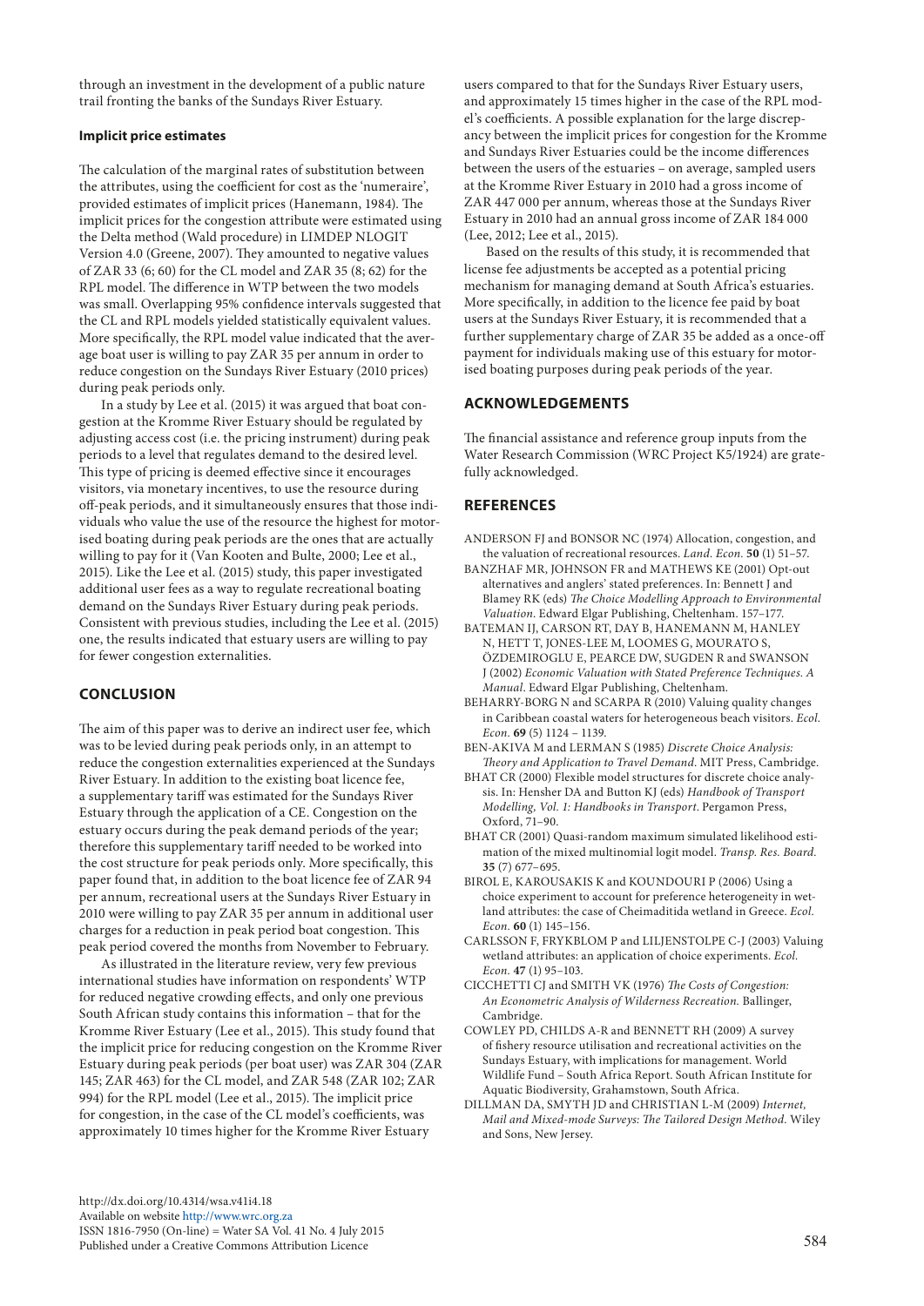through an investment in the development of a public nature trail fronting the banks of the Sundays River Estuary.

#### Implicit price estimates

The calculation of the marginal rates of substitution between the attributes, using the coefficient for cost as the 'numeraire', provided estimates of implicit prices (Hanemann, 1984). The implicit prices for the congestion attribute were estimated using the Delta method (Wald procedure) in LIMDEP NLOGIT Version 4.0 (Greene, 2007). They amounted to negative values of ZAR 33 (6; 60) for the CL model and ZAR 35 (8; 62) for the RPL model. The difference in WTP between the two models was small. Overlapping 95% confidence intervals suggested that the CL and RPL models yielded statistically equivalent values. More specifically, the RPL model value indicated that the average boat user is willing to pay ZAR 35 per annum in order to reduce congestion on the Sundays River Estuary (2010 prices) during peak periods only.

In a study by Lee et al. (2015) it was argued that boat congestion at the Kromme River Estuary should be regulated by adjusting access cost (i.e. the pricing instrument) during peak periods to a level that regulates demand to the desired level. This type of pricing is deemed effective since it encourages visitors, via monetary incentives, to use the resource during off-peak periods, and it simultaneously ensures that those individuals who value the use of the resource the highest for motorised boating during peak periods are the ones that are actually willing to pay for it (Van Kooten and Bulte, 2000; Lee et al., 2015). Like the Lee et al. (2015) study, this paper investigated additional user fees as a way to regulate recreational boating demand on the Sundays River Estuary during peak periods. Consistent with previous studies, including the Lee et al. (2015) one, the results indicated that estuary users are willing to pay for fewer congestion externalities.

## CONCLUSION

The aim of this paper was to derive an indirect user fee, which was to be levied during peak periods only, in an attempt to reduce the congestion externalities experienced at the Sundays River Estuary. In addition to the existing boat licence fee, a supplementary tariff was estimated for the Sundays River Estuary through the application of a CE. Congestion on the estuary occurs during the peak demand periods of the year; therefore this supplementary tariff needed to be worked into the cost structure for peak periods only. More specifically, this paper found that, in addition to the boat licence fee of ZAR 94 per annum, recreational users at the Sundays River Estuary in 2010 were willing to pay ZAR 35 per annum in additional user charges for a reduction in peak period boat congestion. This peak period covered the months from November to February.

As illustrated in the literature review, very few previous international studies have information on respondents' WTP for reduced negative crowding effects, and only one previous South African study contains this information – that for the Kromme River Estuary (Lee et al., 2015). This study found that the implicit price for reducing congestion on the Kromme River Estuary during peak periods (per boat user) was ZAR 304 (ZAR 145; ZAR 463) for the CL model, and ZAR 548 (ZAR 102; ZAR 994) for the RPL model (Lee et al., 2015). The implicit price for congestion, in the case of the CL model's coefficients, was approximately 10 times higher for the Kromme River Estuary users compared to that for the Sundays River Estuary users, and approximately 15 times higher in the case of the RPL model's coefficients. A possible explanation for the large discrepancy between the implicit prices for congestion for the Kromme and Sundays River Estuaries could be the income differences between the users of the estuaries – on average, sampled users at the Kromme River Estuary in 2010 had a gross income of ZAR 447 000 per annum, whereas those at the Sundays River Estuary in 2010 had an annual gross income of ZAR 184 000 (Lee, 2012; Lee et al., 2015).

Based on the results of this study, it is recommended that license fee adjustments be accepted as a potential pricing mechanism for managing demand at South Africa's estuaries. More specifically, in addition to the licence fee paid by boat users at the Sundays River Estuary, it is recommended that a further supplementary charge of ZAR 35 be added as a once-off payment for individuals making use of this estuary for motorised boating purposes during peak periods of the year.

## ACKNOWLEDGEMENTS

The financial assistance and reference group inputs from the Water Research Commission (WRC Project K5/1924) are gratefully acknowledged.

## REFERENCES

ANDERSON FJ and BONSOR NC (1974) Allocation, congestion, and the valuation of recreational resources. *Land. Econ.* **50** (1) 51–57.

BANZHAF MR, JOHNSON FR and MATHEWS KE (2001) Opt-out alternatives and anglers' stated preferences. In: Bennett J and Blamey RK (eds) *The Choice Modelling Approach to Environmental Valuation*. Edward Elgar Publishing, Cheltenham. 157–177.

BATEMAN IJ, CARSON RT, DAY B, HANEMANN M, HANLEY N, HETT T, JONES-LEE M, LOOMES G, MOURATO S, ÖZDEMIROGLU E, PEARCE DW, SUGDEN R and SWANSON J (2002) *Economic Valuation with Stated Preference Techniques. A Manual*. Edward Elgar Publishing, Cheltenham.

BEHARRY-BORG N and SCARPA R (2010) Valuing quality changes in Caribbean coastal waters for heterogeneous beach visitors. *Ecol. Econ.* **69** (5) 1124 – 1139.

BEN-AKIVA M and LERMAN S (1985) *Discrete Choice Analysis: Theory and Application to Travel Demand*. MIT Press, Cambridge.

BHAT CR (2000) Flexible model structures for discrete choice analysis. In: Hensher DA and Button KJ (eds) *Handbook of Transport Modelling, Vol. 1: Handbooks in Transport*. Pergamon Press, Oxford, 71–90.

BHAT CR (2001) Quasi-random maximum simulated likelihood estimation of the mixed multinomial logit model. *Transp. Res. Board.* **35** (7) 677–695.

BIROL E, KAROUSAKIS K and KOUNDOURI P (2006) Using a choice experiment to account for preference heterogeneity in wetland attributes: the case of Cheimaditida wetland in Greece. *Ecol. Econ.* **60** (1) 145–156.

CARLSSON F, FRYKBLOM P and LILJENSTOLPE C-J (2003) Valuing wetland attributes: an application of choice experiments. *Ecol. Econ.* **47** (1) 95–103.

CICCHETTI CJ and SMITH VK (1976) *The Costs of Congestion: An Econometric Analysis of Wilderness Recreation.* Ballinger, Cambridge.

COWLEY PD, CHILDS A-R and BENNETT RH (2009) A survey of fishery resource utilisation and recreational activities on the Sundays Estuary, with implications for management. World Wildlife Fund – South Africa Report. South African Institute for Aquatic Biodiversity, Grahamstown, South Africa.

DILLMAN DA, SMYTH JD and CHRISTIAN L-M (2009) *Internet, Mail and Mixed-mode Surveys: The Tailored Design Method.* Wiley and Sons, New Jersey.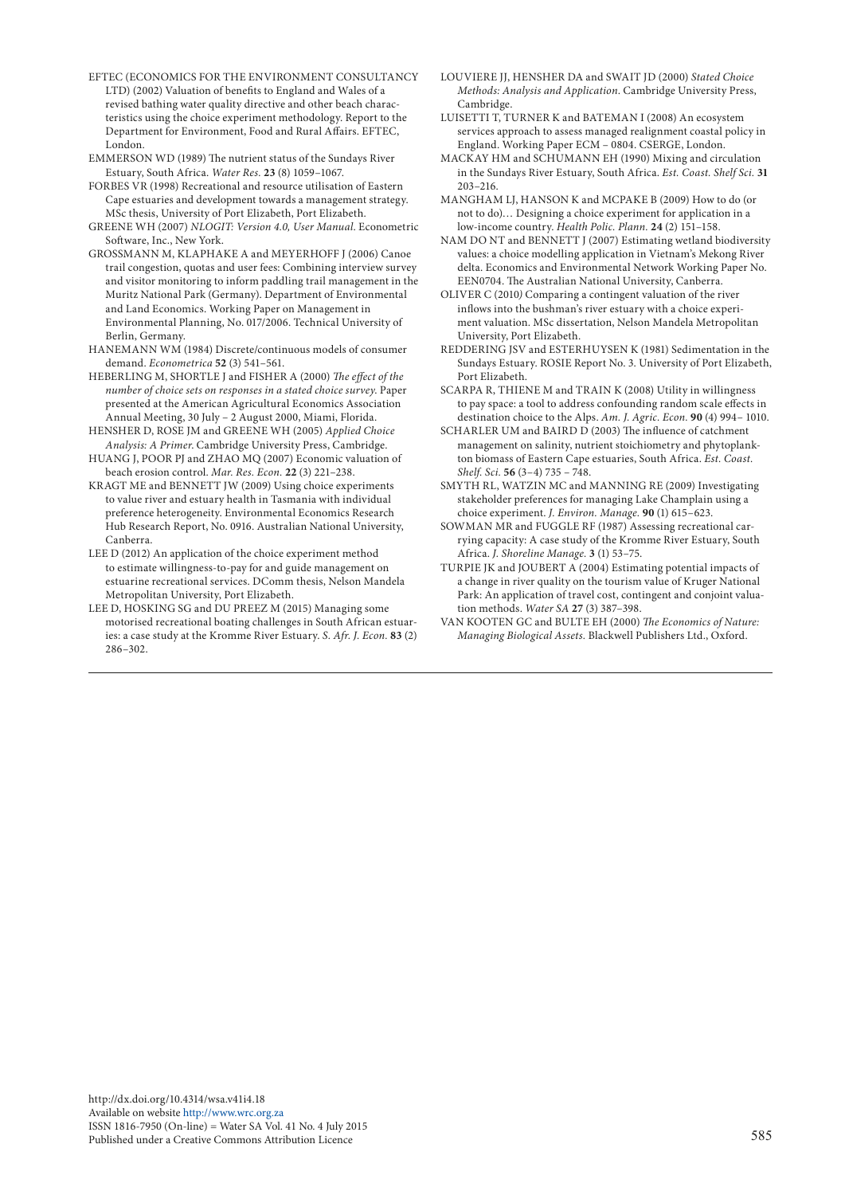EFTEC (ECONOMICS FOR THE ENVIRONMENT CONSULTANCY LTD) (2002) Valuation of benefits to England and Wales of a revised bathing water quality directive and other beach characteristics using the choice experiment methodology. Report to the Department for Environment, Food and Rural Affairs. EFTEC, London.

EMMERSON WD (1989) The nutrient status of the Sundays River Estuary, South Africa. *Water Res.* **23** (8) 1059–1067.

FORBES VR (1998) Recreational and resource utilisation of Eastern Cape estuaries and development towards a management strategy. MSc thesis, University of Port Elizabeth, Port Elizabeth.

GREENE WH (2007) *NLOGIT: Version 4.0, User Manual*. Econometric Software, Inc., New York.

GROSSMANN M, KLAPHAKE A and MEYERHOFF J (2006) Canoe trail congestion, quotas and user fees: Combining interview survey and visitor monitoring to inform paddling trail management in the Muritz National Park (Germany). Department of Environmental and Land Economics. Working Paper on Management in Environmental Planning, No. 017/2006. Technical University of Berlin, Germany.

HANEMANN WM (1984) Discrete/continuous models of consumer demand. *Econometrica* **52** (3) 541–561.

HEBERLING M, SHORTLE J and FISHER A (2000) *The effect of the number of choice sets on responses in a stated choice survey*. Paper presented at the American Agricultural Economics Association Annual Meeting, 30 July – 2 August 2000, Miami, Florida.

HENSHER D, ROSE JM and GREENE WH (2005) *Applied Choice Analysis: A Primer*. Cambridge University Press, Cambridge.

HUANG J, POOR PJ and ZHAO MQ (2007) Economic valuation of beach erosion control. *Mar. Res. Econ.* **22** (3) 221–238.

KRAGT ME and BENNETT JW (2009) Using choice experiments to value river and estuary health in Tasmania with individual preference heterogeneity. Environmental Economics Research Hub Research Report, No. 0916. Australian National University, Canberra.

LEE D (2012) An application of the choice experiment method to estimate willingness-to-pay for and guide management on estuarine recreational services. DComm thesis, Nelson Mandela Metropolitan University, Port Elizabeth.

LEE D, HOSKING SG and DU PREEZ M (2015) Managing some motorised recreational boating challenges in South African estuaries: a case study at the Kromme River Estuary. *S. Afr. J. Econ.* **83** (2) 286–302.

LOUVIERE JJ, HENSHER DA and SWAIT JD (2000) *Stated Choice Methods: Analysis and Application*. Cambridge University Press, Cambridge.

LUISETTI T, TURNER K and BATEMAN I (2008) An ecosystem services approach to assess managed realignment coastal policy in England. Working Paper ECM – 0804. CSERGE, London.

MACKAY HM and SCHUMANN EH (1990) Mixing and circulation in the Sundays River Estuary, South Africa. *Est. Coast. Shelf Sci.* **31** 203–216.

MANGHAM LJ, HANSON K and MCPAKE B (2009) How to do (or not to do)… Designing a choice experiment for application in a low-income country. *Health Polic. Plann.* **24** (2) 151–158.

NAM DO NT and BENNETT J (2007) Estimating wetland biodiversity values: a choice modelling application in Vietnam's Mekong River delta. Economics and Environmental Network Working Paper No. EEN0704. The Australian National University, Canberra.

OLIVER C (2010) Comparing a contingent valuation of the river inflows into the bushman's river estuary with a choice experiment valuation. MSc dissertation, Nelson Mandela Metropolitan University, Port Elizabeth.

REDDERING JSV and ESTERHUYSEN K (1981) Sedimentation in the Sundays Estuary. ROSIE Report No. 3. University of Port Elizabeth, Port Elizabeth.

SCARPA R, THIENE M and TRAIN K (2008) Utility in willingness to pay space: a tool to address confounding random scale effects in destination choice to the Alps. *Am. J. Agric. Econ.* **90** (4) 994– 1010.

SCHARLER UM and BAIRD D (2003) The influence of catchment management on salinity, nutrient stoichiometry and phytoplankton biomass of Eastern Cape estuaries, South Africa. *Est. Coast. Shelf. Sci.* **56** (3–4) 735 – 748.

SMYTH RL, WATZIN MC and MANNING RE (2009) Investigating stakeholder preferences for managing Lake Champlain using a choice experiment. *J. Environ. Manage.* **90** (1) 615–623.

SOWMAN MR and FUGGLE RF (1987) Assessing recreational carrying capacity: A case study of the Kromme River Estuary, South Africa. *J. Shoreline Manage.* **3** (1) 53–75.

TURPIE JK and JOUBERT A (2004) Estimating potential impacts of a change in river quality on the tourism value of Kruger National Park: An application of travel cost, contingent and conjoint valuation methods. *Water SA* **27** (3) 387–398.

VAN KOOTEN GC and BULTE EH (2000) *The Economics of Nature: Managing Biological Assets*. Blackwell Publishers Ltd., Oxford.